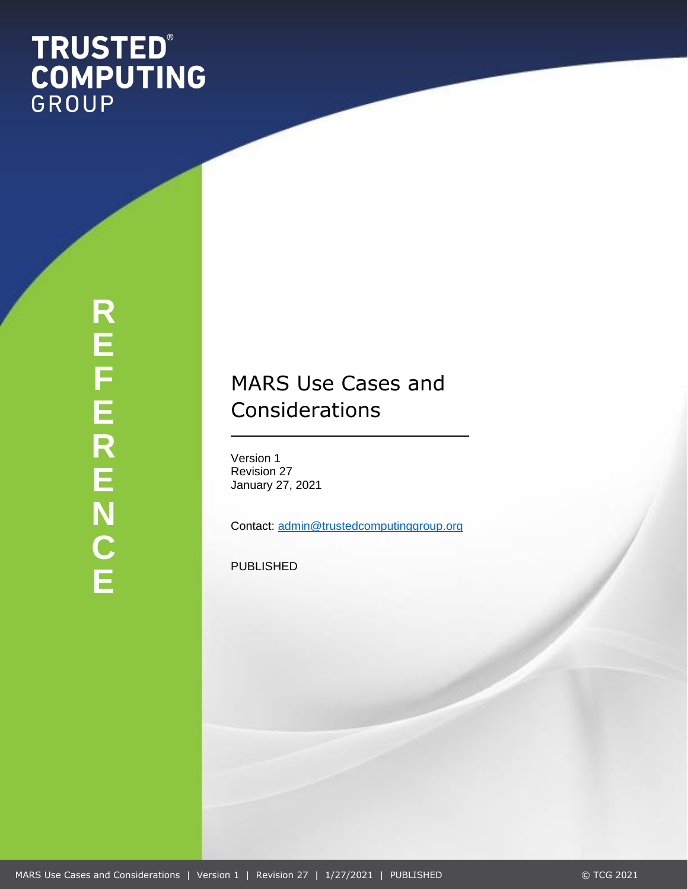TRUSTED® COMPUTING GROUP

REFERENCE

# MARS Use Cases and Considerations

Version 1
Revision 27
January 27, 2021

Contact: admin@trustedcomputinggroup.org

PUBLISHED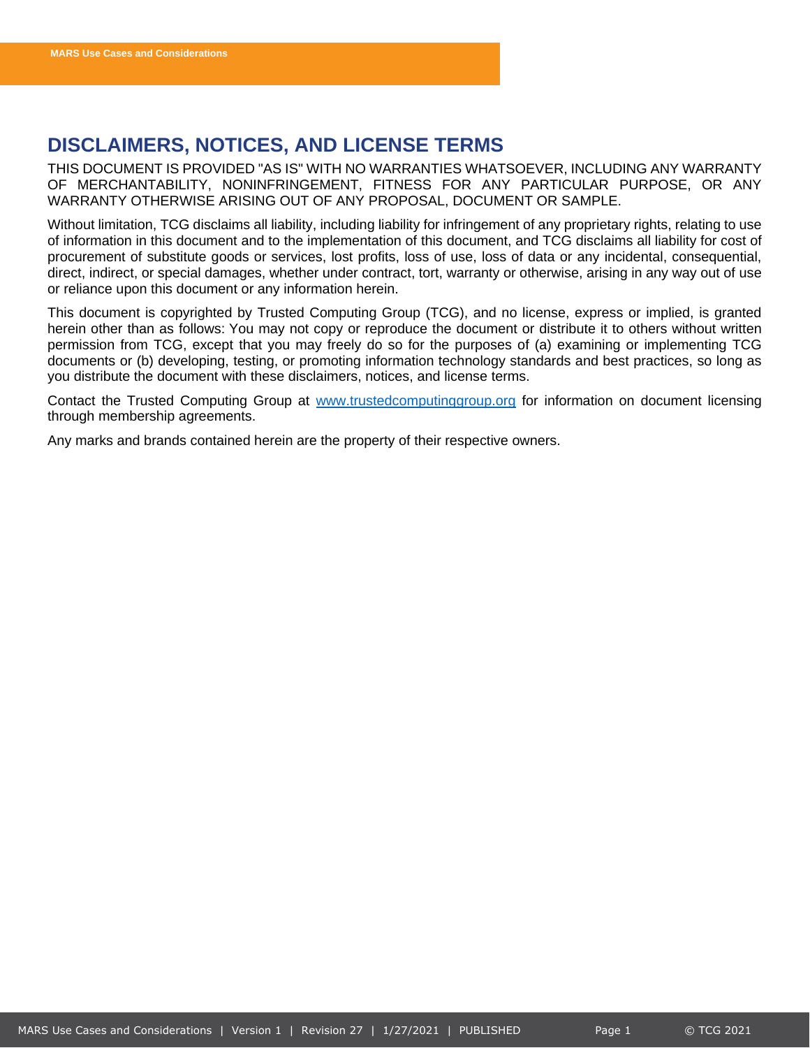## DISCLAIMERS, NOTICES, AND LICENSE TERMS

THIS DOCUMENT IS PROVIDED "AS IS" WITH NO WARRANTIES WHATSOEVER, INCLUDING ANY WARRANTY OF MERCHANTABILITY, NONINFRINGEMENT, FITNESS FOR ANY PARTICULAR PURPOSE, OR ANY WARRANTY OTHERWISE ARISING OUT OF ANY PROPOSAL, DOCUMENT OR SAMPLE.

Without limitation, TCG disclaims all liability, including liability for infringement of any proprietary rights, relating to use of information in this document and to the implementation of this document, and TCG disclaims all liability for cost of procurement of substitute goods or services, lost profits, loss of use, loss of data or any incidental, consequential, direct, indirect, or special damages, whether under contract, tort, warranty or otherwise, arising in any way out of use or reliance upon this document or any information herein.

This document is copyrighted by Trusted Computing Group (TCG), and no license, express or implied, is granted herein other than as follows: You may not copy or reproduce the document or distribute it to others without written permission from TCG, except that you may freely do so for the purposes of (a) examining or implementing TCG documents or (b) developing, testing, or promoting information technology standards and best practices, so long as you distribute the document with these disclaimers, notices, and license terms.

Contact the Trusted Computing Group at [www.trustedcomputinggroup.org](http://www.trustedcomputinggroup.org) for information on document licensing through membership agreements.

Any marks and brands contained herein are the property of their respective owners.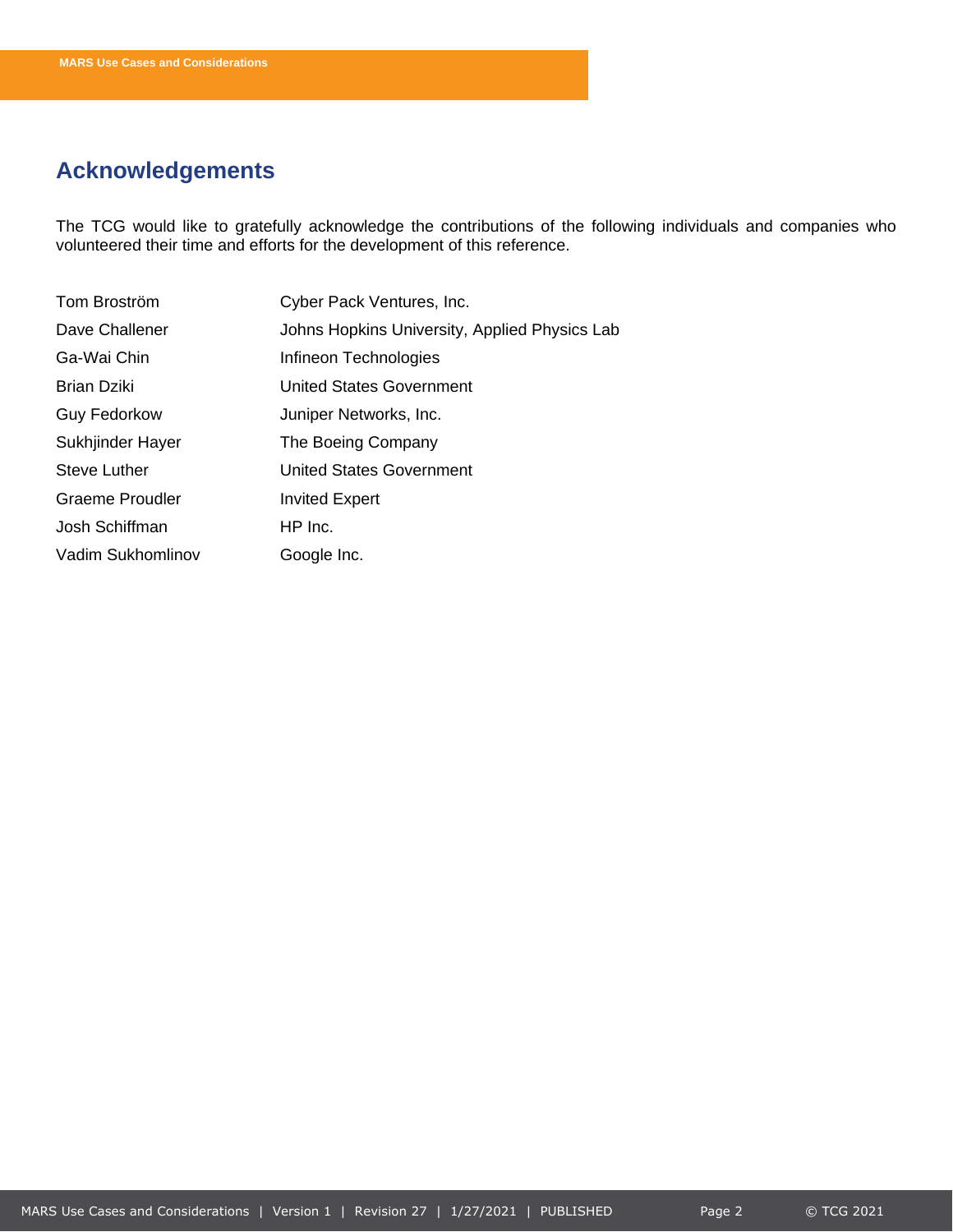# Acknowledgements

The TCG would like to gratefully acknowledge the contributions of the following individuals and companies who volunteered their time and efforts for the development of this reference.

| | |
|---|---|
| Tom Broström | Cyber Pack Ventures, Inc. |
| Dave Challener | Johns Hopkins University, Applied Physics Lab |
| Ga-Wai Chin | Infineon Technologies |
| Brian Dziki | United States Government |
| Guy Fedorkow | Juniper Networks, Inc. |
| Sukhjinder Hayer | The Boeing Company |
| Steve Luther | United States Government |
| Graeme Proudler | Invited Expert |
| Josh Schiffman | HP Inc. |
| Vadim Sukhomlinov | Google Inc. |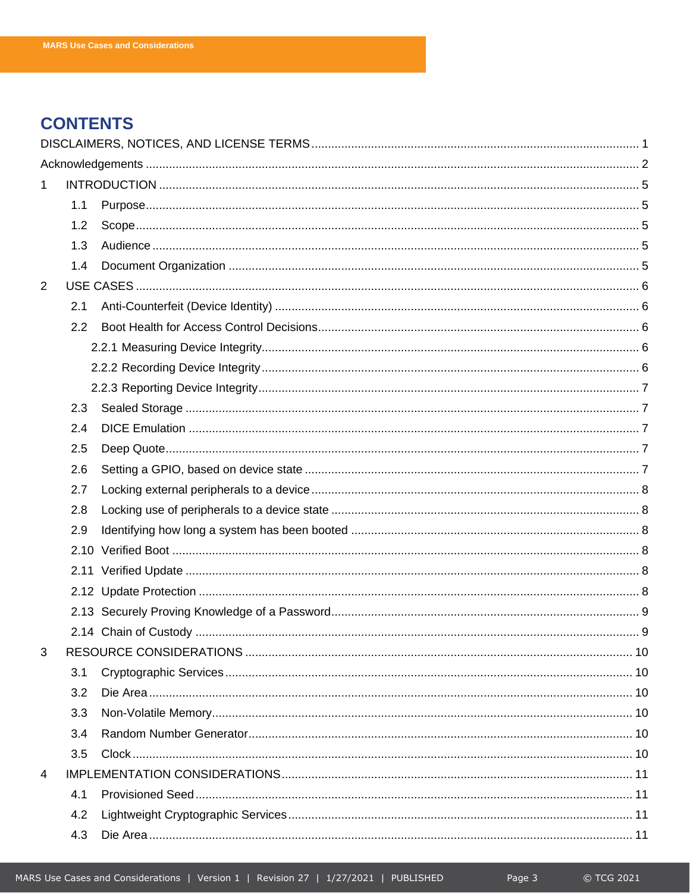# CONTENTS

DISCLAIMERS, NOTICES, AND LICENSE TERMS ..... 1

Acknowledgements ..... 2

1 INTRODUCTION ..... 5

- 1.1 Purpose ..... 5
- 1.2 Scope ..... 5
- 1.3 Audience ..... 5
- 1.4 Document Organization ..... 5

2 USE CASES ..... 6

- 2.1 Anti-Counterfeit (Device Identity) ..... 6
- 2.2 Boot Health for Access Control Decisions ..... 6
  - 2.2.1 Measuring Device Integrity ..... 6
  - 2.2.2 Recording Device Integrity ..... 6
  - 2.2.3 Reporting Device Integrity ..... 7
- 2.3 Sealed Storage ..... 7
- 2.4 DICE Emulation ..... 7
- 2.5 Deep Quote ..... 7
- 2.6 Setting a GPIO, based on device state ..... 7
- 2.7 Locking external peripherals to a device ..... 8
- 2.8 Locking use of peripherals to a device state ..... 8
- 2.9 Identifying how long a system has been booted ..... 8
- 2.10 Verified Boot ..... 8
- 2.11 Verified Update ..... 8
- 2.12 Update Protection ..... 8
- 2.13 Securely Proving Knowledge of a Password ..... 9
- 2.14 Chain of Custody ..... 9

3 RESOURCE CONSIDERATIONS ..... 10

- 3.1 Cryptographic Services ..... 10
- 3.2 Die Area ..... 10
- 3.3 Non-Volatile Memory ..... 10
- 3.4 Random Number Generator ..... 10
- 3.5 Clock ..... 10

4 IMPLEMENTATION CONSIDERATIONS ..... 11

- 4.1 Provisioned Seed ..... 11
- 4.2 Lightweight Cryptographic Services ..... 11
- 4.3 Die Area ..... 11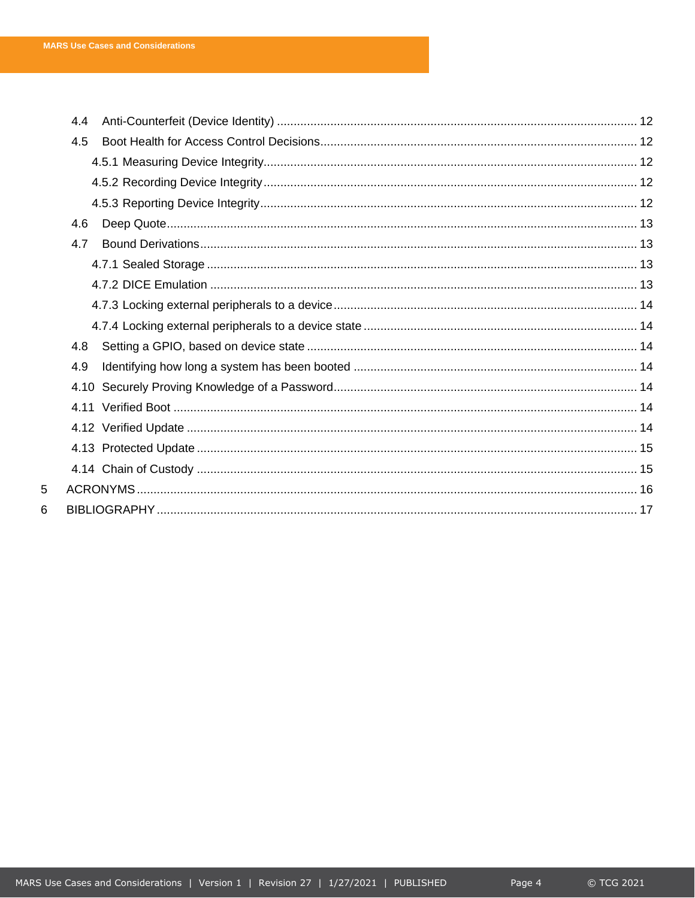4.4 Anti-Counterfeit (Device Identity) ............................................................ 12

4.5 Boot Health for Access Control Decisions ............................................................ 12

4.5.1 Measuring Device Integrity ............................................................ 12

4.5.2 Recording Device Integrity ............................................................ 12

4.5.3 Reporting Device Integrity ............................................................ 12

4.6 Deep Quote ............................................................ 13

4.7 Bound Derivations ............................................................ 13

4.7.1 Sealed Storage ............................................................ 13

4.7.2 DICE Emulation ............................................................ 13

4.7.3 Locking external peripherals to a device ............................................................ 14

4.7.4 Locking external peripherals to a device state ............................................................ 14

4.8 Setting a GPIO, based on device state ............................................................ 14

4.9 Identifying how long a system has been booted ............................................................ 14

4.10 Securely Proving Knowledge of a Password ............................................................ 14

4.11 Verified Boot ............................................................ 14

4.12 Verified Update ............................................................ 14

4.13 Protected Update ............................................................ 15

4.14 Chain of Custody ............................................................ 15

5 ACRONYMS ............................................................ 16

6 BIBLIOGRAPHY ............................................................ 17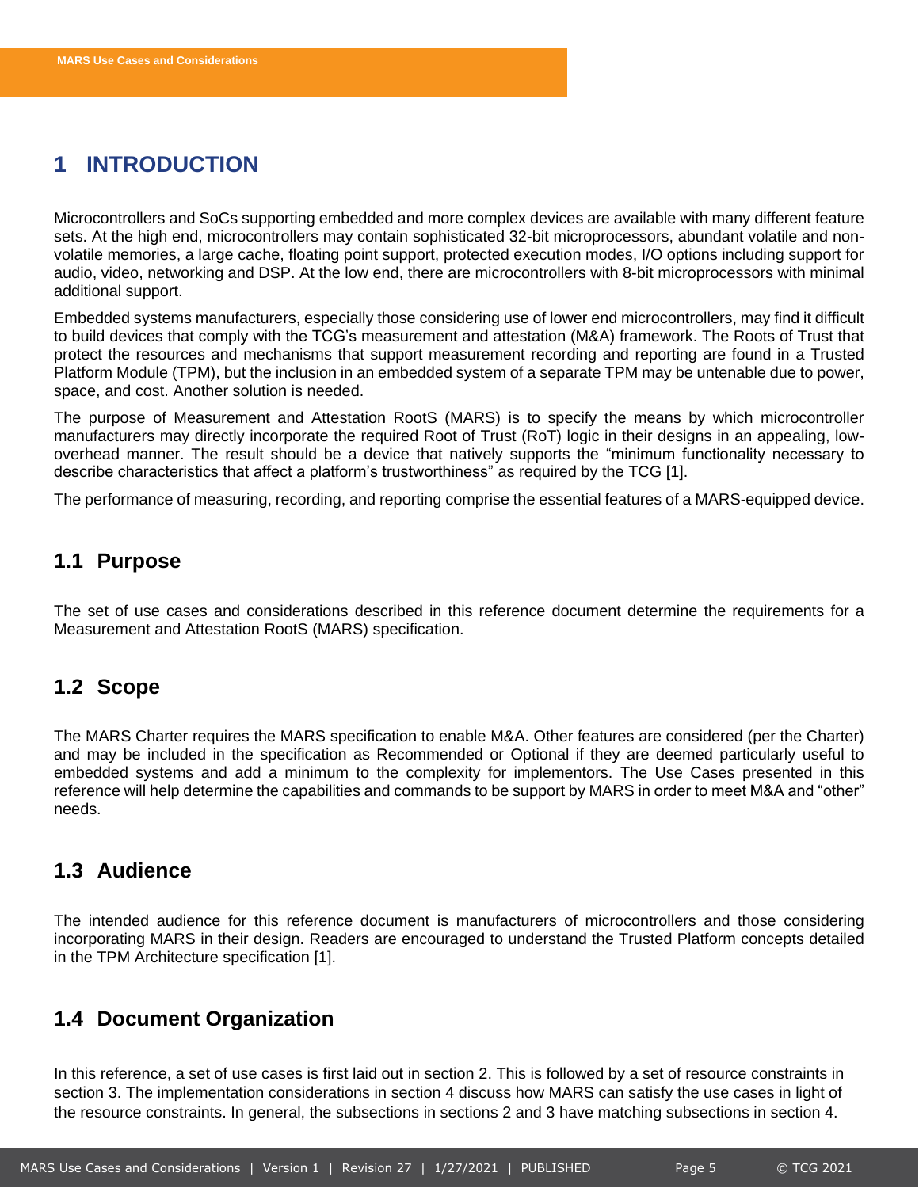# 1 INTRODUCTION

Microcontrollers and SoCs supporting embedded and more complex devices are available with many different feature sets. At the high end, microcontrollers may contain sophisticated 32-bit microprocessors, abundant volatile and non-volatile memories, a large cache, floating point support, protected execution modes, I/O options including support for audio, video, networking and DSP. At the low end, there are microcontrollers with 8-bit microprocessors with minimal additional support.

Embedded systems manufacturers, especially those considering use of lower end microcontrollers, may find it difficult to build devices that comply with the TCG's measurement and attestation (M&A) framework. The Roots of Trust that protect the resources and mechanisms that support measurement recording and reporting are found in a Trusted Platform Module (TPM), but the inclusion in an embedded system of a separate TPM may be untenable due to power, space, and cost. Another solution is needed.

The purpose of Measurement and Attestation RootS (MARS) is to specify the means by which microcontroller manufacturers may directly incorporate the required Root of Trust (RoT) logic in their designs in an appealing, low-overhead manner. The result should be a device that natively supports the "minimum functionality necessary to describe characteristics that affect a platform's trustworthiness" as required by the TCG [1].

The performance of measuring, recording, and reporting comprise the essential features of a MARS-equipped device.

## 1.1 Purpose

The set of use cases and considerations described in this reference document determine the requirements for a Measurement and Attestation RootS (MARS) specification.

## 1.2 Scope

The MARS Charter requires the MARS specification to enable M&A. Other features are considered (per the Charter) and may be included in the specification as Recommended or Optional if they are deemed particularly useful to embedded systems and add a minimum to the complexity for implementors. The Use Cases presented in this reference will help determine the capabilities and commands to be support by MARS in order to meet M&A and "other" needs.

## 1.3 Audience

The intended audience for this reference document is manufacturers of microcontrollers and those considering incorporating MARS in their design. Readers are encouraged to understand the Trusted Platform concepts detailed in the TPM Architecture specification [1].

## 1.4 Document Organization

In this reference, a set of use cases is first laid out in section 2. This is followed by a set of resource constraints in section 3. The implementation considerations in section 4 discuss how MARS can satisfy the use cases in light of the resource constraints. In general, the subsections in sections 2 and 3 have matching subsections in section 4.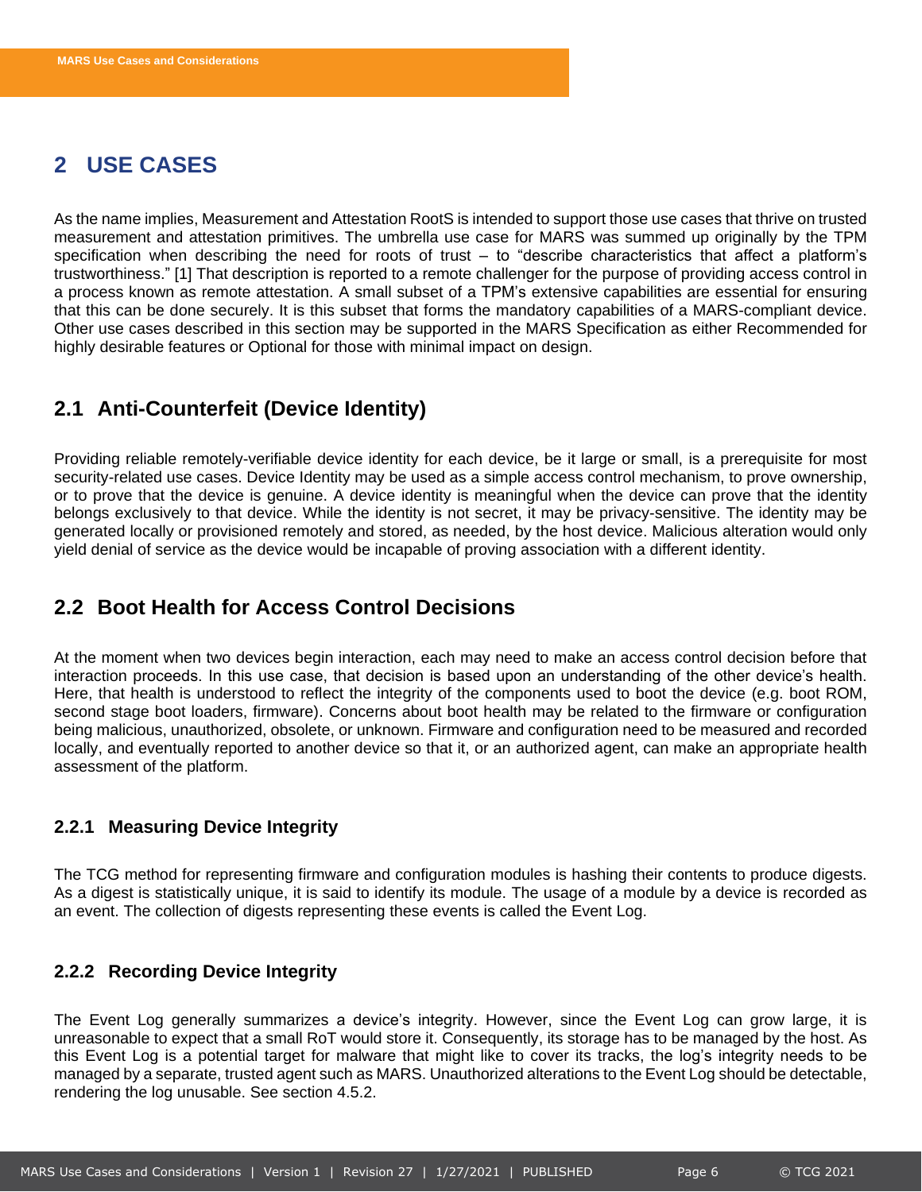# 2 USE CASES

As the name implies, Measurement and Attestation RootS is intended to support those use cases that thrive on trusted measurement and attestation primitives. The umbrella use case for MARS was summed up originally by the TPM specification when describing the need for roots of trust – to "describe characteristics that affect a platform's trustworthiness." [1] That description is reported to a remote challenger for the purpose of providing access control in a process known as remote attestation. A small subset of a TPM's extensive capabilities are essential for ensuring that this can be done securely. It is this subset that forms the mandatory capabilities of a MARS-compliant device. Other use cases described in this section may be supported in the MARS Specification as either Recommended for highly desirable features or Optional for those with minimal impact on design.

## 2.1 Anti-Counterfeit (Device Identity)

Providing reliable remotely-verifiable device identity for each device, be it large or small, is a prerequisite for most security-related use cases. Device Identity may be used as a simple access control mechanism, to prove ownership, or to prove that the device is genuine. A device identity is meaningful when the device can prove that the identity belongs exclusively to that device. While the identity is not secret, it may be privacy-sensitive. The identity may be generated locally or provisioned remotely and stored, as needed, by the host device. Malicious alteration would only yield denial of service as the device would be incapable of proving association with a different identity.

## 2.2 Boot Health for Access Control Decisions

At the moment when two devices begin interaction, each may need to make an access control decision before that interaction proceeds. In this use case, that decision is based upon an understanding of the other device's health. Here, that health is understood to reflect the integrity of the components used to boot the device (e.g. boot ROM, second stage boot loaders, firmware). Concerns about boot health may be related to the firmware or configuration being malicious, unauthorized, obsolete, or unknown. Firmware and configuration need to be measured and recorded locally, and eventually reported to another device so that it, or an authorized agent, can make an appropriate health assessment of the platform.

### 2.2.1 Measuring Device Integrity

The TCG method for representing firmware and configuration modules is hashing their contents to produce digests. As a digest is statistically unique, it is said to identify its module. The usage of a module by a device is recorded as an event. The collection of digests representing these events is called the Event Log.

### 2.2.2 Recording Device Integrity

The Event Log generally summarizes a device's integrity. However, since the Event Log can grow large, it is unreasonable to expect that a small RoT would store it. Consequently, its storage has to be managed by the host. As this Event Log is a potential target for malware that might like to cover its tracks, the log's integrity needs to be managed by a separate, trusted agent such as MARS. Unauthorized alterations to the Event Log should be detectable, rendering the log unusable. See section 4.5.2.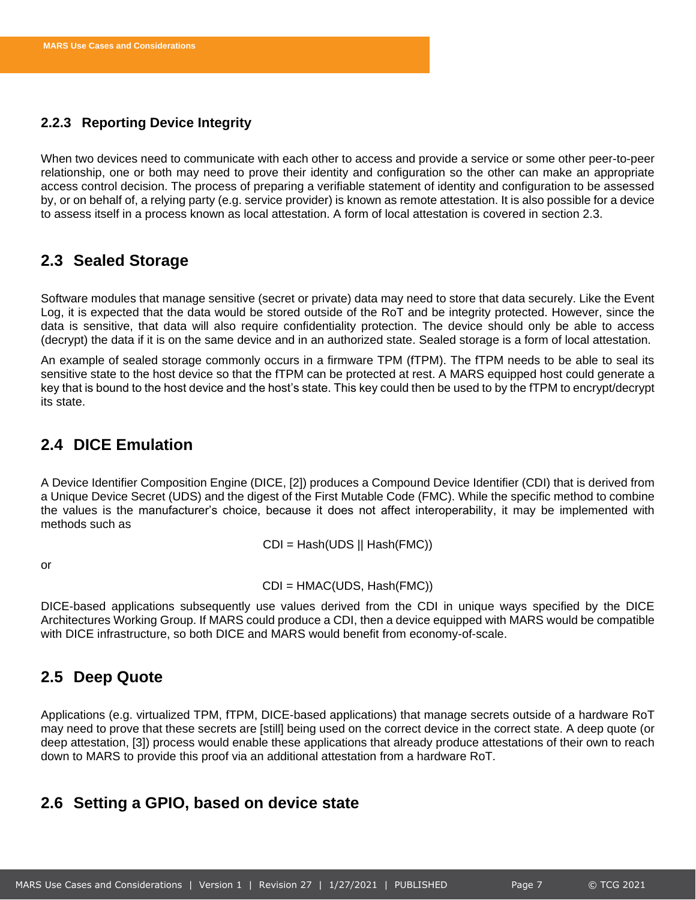### 2.2.3 Reporting Device Integrity

When two devices need to communicate with each other to access and provide a service or some other peer-to-peer relationship, one or both may need to prove their identity and configuration so the other can make an appropriate access control decision. The process of preparing a verifiable statement of identity and configuration to be assessed by, or on behalf of, a relying party (e.g. service provider) is known as remote attestation. It is also possible for a device to assess itself in a process known as local attestation. A form of local attestation is covered in section 2.3.

## 2.3 Sealed Storage

Software modules that manage sensitive (secret or private) data may need to store that data securely. Like the Event Log, it is expected that the data would be stored outside of the RoT and be integrity protected. However, since the data is sensitive, that data will also require confidentiality protection. The device should only be able to access (decrypt) the data if it is on the same device and in an authorized state. Sealed storage is a form of local attestation.

An example of sealed storage commonly occurs in a firmware TPM (fTPM). The fTPM needs to be able to seal its sensitive state to the host device so that the fTPM can be protected at rest. A MARS equipped host could generate a key that is bound to the host device and the host's state. This key could then be used to by the fTPM to encrypt/decrypt its state.

## 2.4 DICE Emulation

A Device Identifier Composition Engine (DICE, [2]) produces a Compound Device Identifier (CDI) that is derived from a Unique Device Secret (UDS) and the digest of the First Mutable Code (FMC). While the specific method to combine the values is the manufacturer's choice, because it does not affect interoperability, it may be implemented with methods such as

$$\text{CDI} = \text{Hash}(\text{UDS} \,||\, \text{Hash}(\text{FMC}))$$

or

$$\text{CDI} = \text{HMAC}(\text{UDS}, \text{Hash}(\text{FMC}))$$

DICE-based applications subsequently use values derived from the CDI in unique ways specified by the DICE Architectures Working Group. If MARS could produce a CDI, then a device equipped with MARS would be compatible with DICE infrastructure, so both DICE and MARS would benefit from economy-of-scale.

## 2.5 Deep Quote

Applications (e.g. virtualized TPM, fTPM, DICE-based applications) that manage secrets outside of a hardware RoT may need to prove that these secrets are [still] being used on the correct device in the correct state. A deep quote (or deep attestation, [3]) process would enable these applications that already produce attestations of their own to reach down to MARS to provide this proof via an additional attestation from a hardware RoT.

## 2.6 Setting a GPIO, based on device state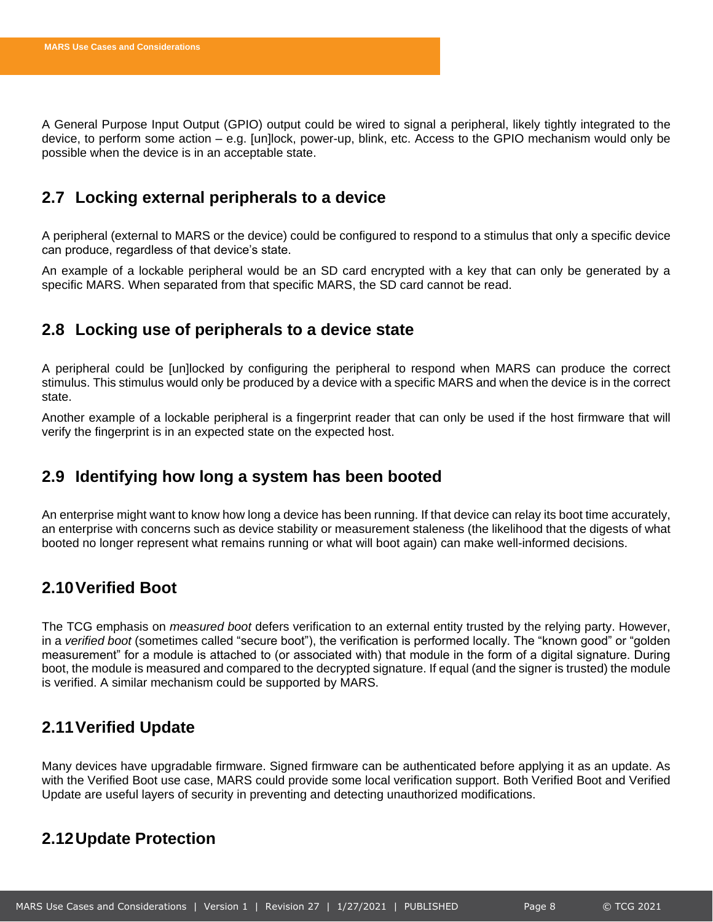A General Purpose Input Output (GPIO) output could be wired to signal a peripheral, likely tightly integrated to the device, to perform some action – e.g. [un]lock, power-up, blink, etc. Access to the GPIO mechanism would only be possible when the device is in an acceptable state.

## 2.7 Locking external peripherals to a device

A peripheral (external to MARS or the device) could be configured to respond to a stimulus that only a specific device can produce, regardless of that device's state.

An example of a lockable peripheral would be an SD card encrypted with a key that can only be generated by a specific MARS. When separated from that specific MARS, the SD card cannot be read.

## 2.8 Locking use of peripherals to a device state

A peripheral could be [un]locked by configuring the peripheral to respond when MARS can produce the correct stimulus. This stimulus would only be produced by a device with a specific MARS and when the device is in the correct state.

Another example of a lockable peripheral is a fingerprint reader that can only be used if the host firmware that will verify the fingerprint is in an expected state on the expected host.

## 2.9 Identifying how long a system has been booted

An enterprise might want to know how long a device has been running. If that device can relay its boot time accurately, an enterprise with concerns such as device stability or measurement staleness (the likelihood that the digests of what booted no longer represent what remains running or what will boot again) can make well-informed decisions.

## 2.10 Verified Boot

The TCG emphasis on *measured boot* defers verification to an external entity trusted by the relying party. However, in a *verified boot* (sometimes called "secure boot"), the verification is performed locally. The "known good" or "golden measurement" for a module is attached to (or associated with) that module in the form of a digital signature. During boot, the module is measured and compared to the decrypted signature. If equal (and the signer is trusted) the module is verified. A similar mechanism could be supported by MARS.

## 2.11 Verified Update

Many devices have upgradable firmware. Signed firmware can be authenticated before applying it as an update. As with the Verified Boot use case, MARS could provide some local verification support. Both Verified Boot and Verified Update are useful layers of security in preventing and detecting unauthorized modifications.

## 2.12 Update Protection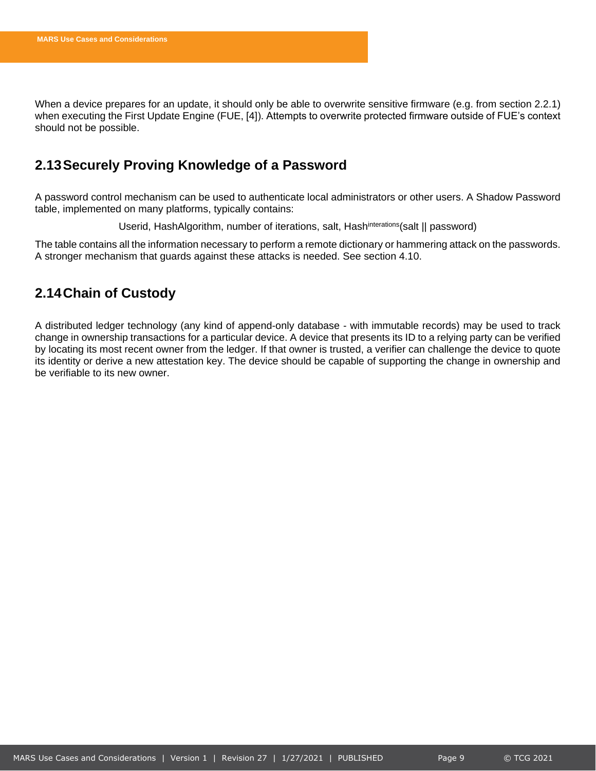When a device prepares for an update, it should only be able to overwrite sensitive firmware (e.g. from section 2.2.1) when executing the First Update Engine (FUE, [4]). Attempts to overwrite protected firmware outside of FUE's context should not be possible.

## 2.13 Securely Proving Knowledge of a Password

A password control mechanism can be used to authenticate local administrators or other users. A Shadow Password table, implemented on many platforms, typically contains:

Userid, HashAlgorithm, number of iterations, salt, $Hash^{interations}$(salt || password)

The table contains all the information necessary to perform a remote dictionary or hammering attack on the passwords. A stronger mechanism that guards against these attacks is needed. See section 4.10.

## 2.14 Chain of Custody

A distributed ledger technology (any kind of append-only database - with immutable records) may be used to track change in ownership transactions for a particular device. A device that presents its ID to a relying party can be verified by locating its most recent owner from the ledger. If that owner is trusted, a verifier can challenge the device to quote its identity or derive a new attestation key. The device should be capable of supporting the change in ownership and be verifiable to its new owner.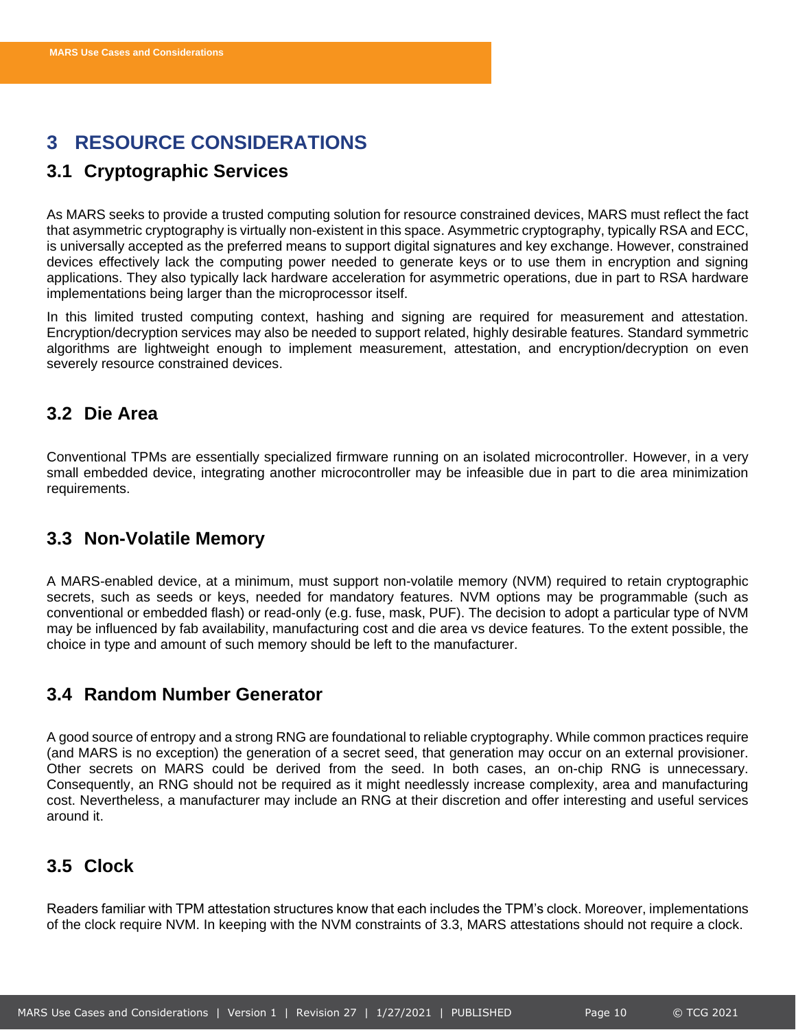# 3 RESOURCE CONSIDERATIONS

## 3.1 Cryptographic Services

As MARS seeks to provide a trusted computing solution for resource constrained devices, MARS must reflect the fact that asymmetric cryptography is virtually non-existent in this space. Asymmetric cryptography, typically RSA and ECC, is universally accepted as the preferred means to support digital signatures and key exchange. However, constrained devices effectively lack the computing power needed to generate keys or to use them in encryption and signing applications. They also typically lack hardware acceleration for asymmetric operations, due in part to RSA hardware implementations being larger than the microprocessor itself.

In this limited trusted computing context, hashing and signing are required for measurement and attestation. Encryption/decryption services may also be needed to support related, highly desirable features. Standard symmetric algorithms are lightweight enough to implement measurement, attestation, and encryption/decryption on even severely resource constrained devices.

## 3.2 Die Area

Conventional TPMs are essentially specialized firmware running on an isolated microcontroller. However, in a very small embedded device, integrating another microcontroller may be infeasible due in part to die area minimization requirements.

## 3.3 Non-Volatile Memory

A MARS-enabled device, at a minimum, must support non-volatile memory (NVM) required to retain cryptographic secrets, such as seeds or keys, needed for mandatory features. NVM options may be programmable (such as conventional or embedded flash) or read-only (e.g. fuse, mask, PUF). The decision to adopt a particular type of NVM may be influenced by fab availability, manufacturing cost and die area vs device features. To the extent possible, the choice in type and amount of such memory should be left to the manufacturer.

## 3.4 Random Number Generator

A good source of entropy and a strong RNG are foundational to reliable cryptography. While common practices require (and MARS is no exception) the generation of a secret seed, that generation may occur on an external provisioner. Other secrets on MARS could be derived from the seed. In both cases, an on-chip RNG is unnecessary. Consequently, an RNG should not be required as it might needlessly increase complexity, area and manufacturing cost. Nevertheless, a manufacturer may include an RNG at their discretion and offer interesting and useful services around it.

## 3.5 Clock

Readers familiar with TPM attestation structures know that each includes the TPM's clock. Moreover, implementations of the clock require NVM. In keeping with the NVM constraints of 3.3, MARS attestations should not require a clock.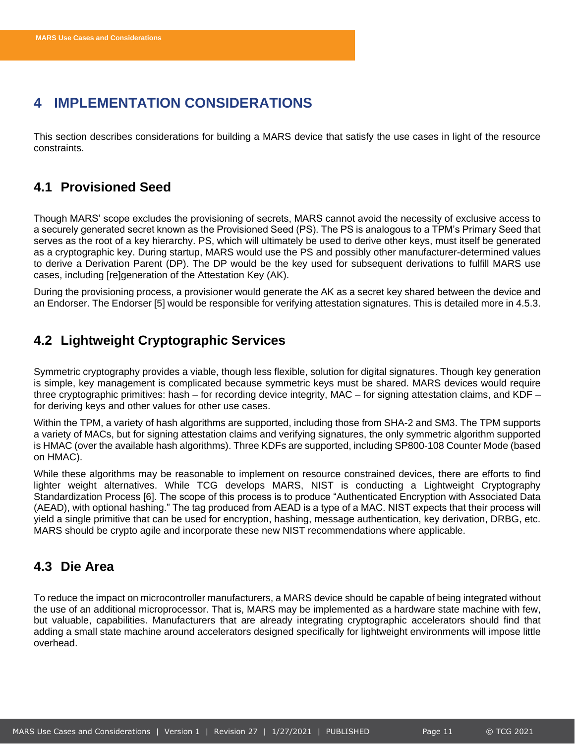# 4 IMPLEMENTATION CONSIDERATIONS

This section describes considerations for building a MARS device that satisfy the use cases in light of the resource constraints.

## 4.1 Provisioned Seed

Though MARS' scope excludes the provisioning of secrets, MARS cannot avoid the necessity of exclusive access to a securely generated secret known as the Provisioned Seed (PS). The PS is analogous to a TPM's Primary Seed that serves as the root of a key hierarchy. PS, which will ultimately be used to derive other keys, must itself be generated as a cryptographic key. During startup, MARS would use the PS and possibly other manufacturer-determined values to derive a Derivation Parent (DP). The DP would be the key used for subsequent derivations to fulfill MARS use cases, including [re]generation of the Attestation Key (AK).

During the provisioning process, a provisioner would generate the AK as a secret key shared between the device and an Endorser. The Endorser [5] would be responsible for verifying attestation signatures. This is detailed more in 4.5.3.

## 4.2 Lightweight Cryptographic Services

Symmetric cryptography provides a viable, though less flexible, solution for digital signatures. Though key generation is simple, key management is complicated because symmetric keys must be shared. MARS devices would require three cryptographic primitives: hash – for recording device integrity, MAC – for signing attestation claims, and KDF – for deriving keys and other values for other use cases.

Within the TPM, a variety of hash algorithms are supported, including those from SHA-2 and SM3. The TPM supports a variety of MACs, but for signing attestation claims and verifying signatures, the only symmetric algorithm supported is HMAC (over the available hash algorithms). Three KDFs are supported, including SP800-108 Counter Mode (based on HMAC).

While these algorithms may be reasonable to implement on resource constrained devices, there are efforts to find lighter weight alternatives. While TCG develops MARS, NIST is conducting a Lightweight Cryptography Standardization Process [6]. The scope of this process is to produce "Authenticated Encryption with Associated Data (AEAD), with optional hashing." The tag produced from AEAD is a type of a MAC. NIST expects that their process will yield a single primitive that can be used for encryption, hashing, message authentication, key derivation, DRBG, etc. MARS should be crypto agile and incorporate these new NIST recommendations where applicable.

## 4.3 Die Area

To reduce the impact on microcontroller manufacturers, a MARS device should be capable of being integrated without the use of an additional microprocessor. That is, MARS may be implemented as a hardware state machine with few, but valuable, capabilities. Manufacturers that are already integrating cryptographic accelerators should find that adding a small state machine around accelerators designed specifically for lightweight environments will impose little overhead.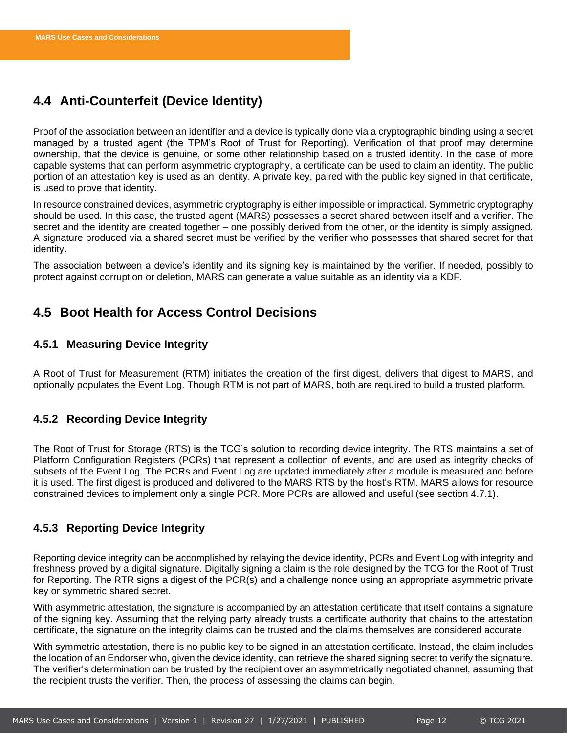## 4.4 Anti-Counterfeit (Device Identity)

Proof of the association between an identifier and a device is typically done via a cryptographic binding using a secret managed by a trusted agent (the TPM's Root of Trust for Reporting). Verification of that proof may determine ownership, that the device is genuine, or some other relationship based on a trusted identity. In the case of more capable systems that can perform asymmetric cryptography, a certificate can be used to claim an identity. The public portion of an attestation key is used as an identity. A private key, paired with the public key signed in that certificate, is used to prove that identity.

In resource constrained devices, asymmetric cryptography is either impossible or impractical. Symmetric cryptography should be used. In this case, the trusted agent (MARS) possesses a secret shared between itself and a verifier. The secret and the identity are created together – one possibly derived from the other, or the identity is simply assigned. A signature produced via a shared secret must be verified by the verifier who possesses that shared secret for that identity.

The association between a device's identity and its signing key is maintained by the verifier. If needed, possibly to protect against corruption or deletion, MARS can generate a value suitable as an identity via a KDF.

## 4.5 Boot Health for Access Control Decisions

### 4.5.1 Measuring Device Integrity

A Root of Trust for Measurement (RTM) initiates the creation of the first digest, delivers that digest to MARS, and optionally populates the Event Log. Though RTM is not part of MARS, both are required to build a trusted platform.

### 4.5.2 Recording Device Integrity

The Root of Trust for Storage (RTS) is the TCG's solution to recording device integrity. The RTS maintains a set of Platform Configuration Registers (PCRs) that represent a collection of events, and are used as integrity checks of subsets of the Event Log. The PCRs and Event Log are updated immediately after a module is measured and before it is used. The first digest is produced and delivered to the MARS RTS by the host's RTM. MARS allows for resource constrained devices to implement only a single PCR. More PCRs are allowed and useful (see section 4.7.1).

### 4.5.3 Reporting Device Integrity

Reporting device integrity can be accomplished by relaying the device identity, PCRs and Event Log with integrity and freshness proved by a digital signature. Digitally signing a claim is the role designed by the TCG for the Root of Trust for Reporting. The RTR signs a digest of the PCR(s) and a challenge nonce using an appropriate asymmetric private key or symmetric shared secret.

With asymmetric attestation, the signature is accompanied by an attestation certificate that itself contains a signature of the signing key. Assuming that the relying party already trusts a certificate authority that chains to the attestation certificate, the signature on the integrity claims can be trusted and the claims themselves are considered accurate.

With symmetric attestation, there is no public key to be signed in an attestation certificate. Instead, the claim includes the location of an Endorser who, given the device identity, can retrieve the shared signing secret to verify the signature. The verifier's determination can be trusted by the recipient over an asymmetrically negotiated channel, assuming that the recipient trusts the verifier. Then, the process of assessing the claims can begin.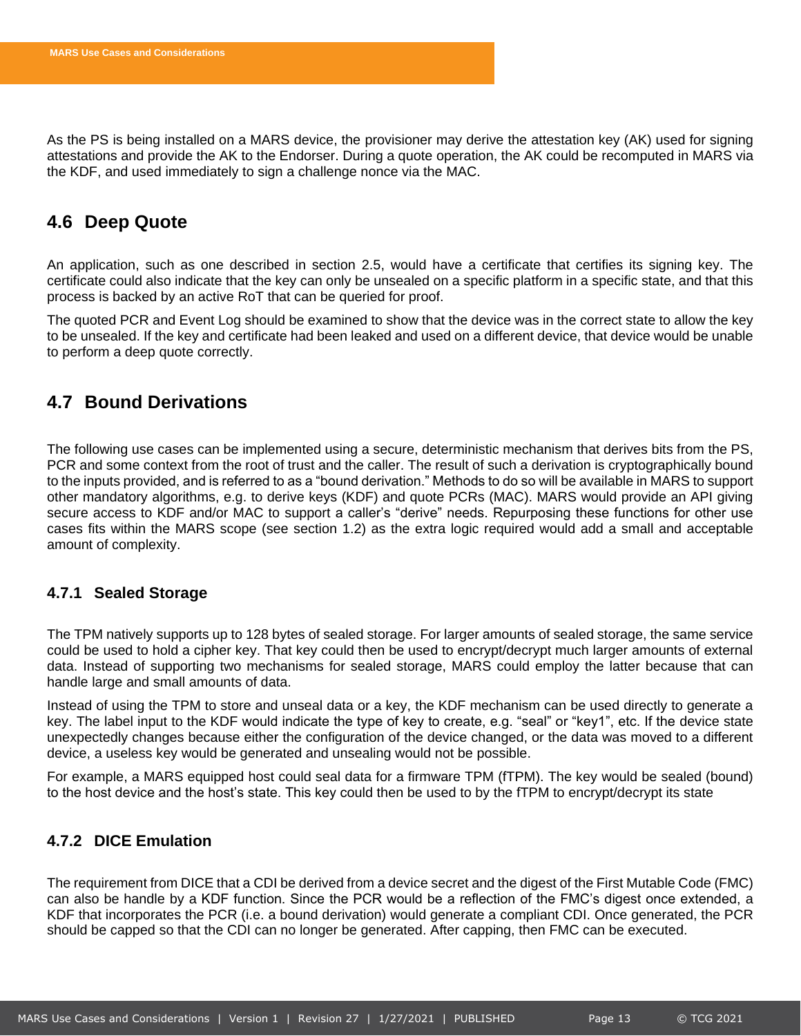As the PS is being installed on a MARS device, the provisioner may derive the attestation key (AK) used for signing attestations and provide the AK to the Endorser. During a quote operation, the AK could be recomputed in MARS via the KDF, and used immediately to sign a challenge nonce via the MAC.

## 4.6 Deep Quote

An application, such as one described in section 2.5, would have a certificate that certifies its signing key. The certificate could also indicate that the key can only be unsealed on a specific platform in a specific state, and that this process is backed by an active RoT that can be queried for proof.

The quoted PCR and Event Log should be examined to show that the device was in the correct state to allow the key to be unsealed. If the key and certificate had been leaked and used on a different device, that device would be unable to perform a deep quote correctly.

## 4.7 Bound Derivations

The following use cases can be implemented using a secure, deterministic mechanism that derives bits from the PS, PCR and some context from the root of trust and the caller. The result of such a derivation is cryptographically bound to the inputs provided, and is referred to as a "bound derivation." Methods to do so will be available in MARS to support other mandatory algorithms, e.g. to derive keys (KDF) and quote PCRs (MAC). MARS would provide an API giving secure access to KDF and/or MAC to support a caller's "derive" needs. Repurposing these functions for other use cases fits within the MARS scope (see section 1.2) as the extra logic required would add a small and acceptable amount of complexity.

### 4.7.1 Sealed Storage

The TPM natively supports up to 128 bytes of sealed storage. For larger amounts of sealed storage, the same service could be used to hold a cipher key. That key could then be used to encrypt/decrypt much larger amounts of external data. Instead of supporting two mechanisms for sealed storage, MARS could employ the latter because that can handle large and small amounts of data.

Instead of using the TPM to store and unseal data or a key, the KDF mechanism can be used directly to generate a key. The label input to the KDF would indicate the type of key to create, e.g. "seal" or "key1", etc. If the device state unexpectedly changes because either the configuration of the device changed, or the data was moved to a different device, a useless key would be generated and unsealing would not be possible.

For example, a MARS equipped host could seal data for a firmware TPM (fTPM). The key would be sealed (bound) to the host device and the host's state. This key could then be used to by the fTPM to encrypt/decrypt its state

### 4.7.2 DICE Emulation

The requirement from DICE that a CDI be derived from a device secret and the digest of the First Mutable Code (FMC) can also be handle by a KDF function. Since the PCR would be a reflection of the FMC's digest once extended, a KDF that incorporates the PCR (i.e. a bound derivation) would generate a compliant CDI. Once generated, the PCR should be capped so that the CDI can no longer be generated. After capping, then FMC can be executed.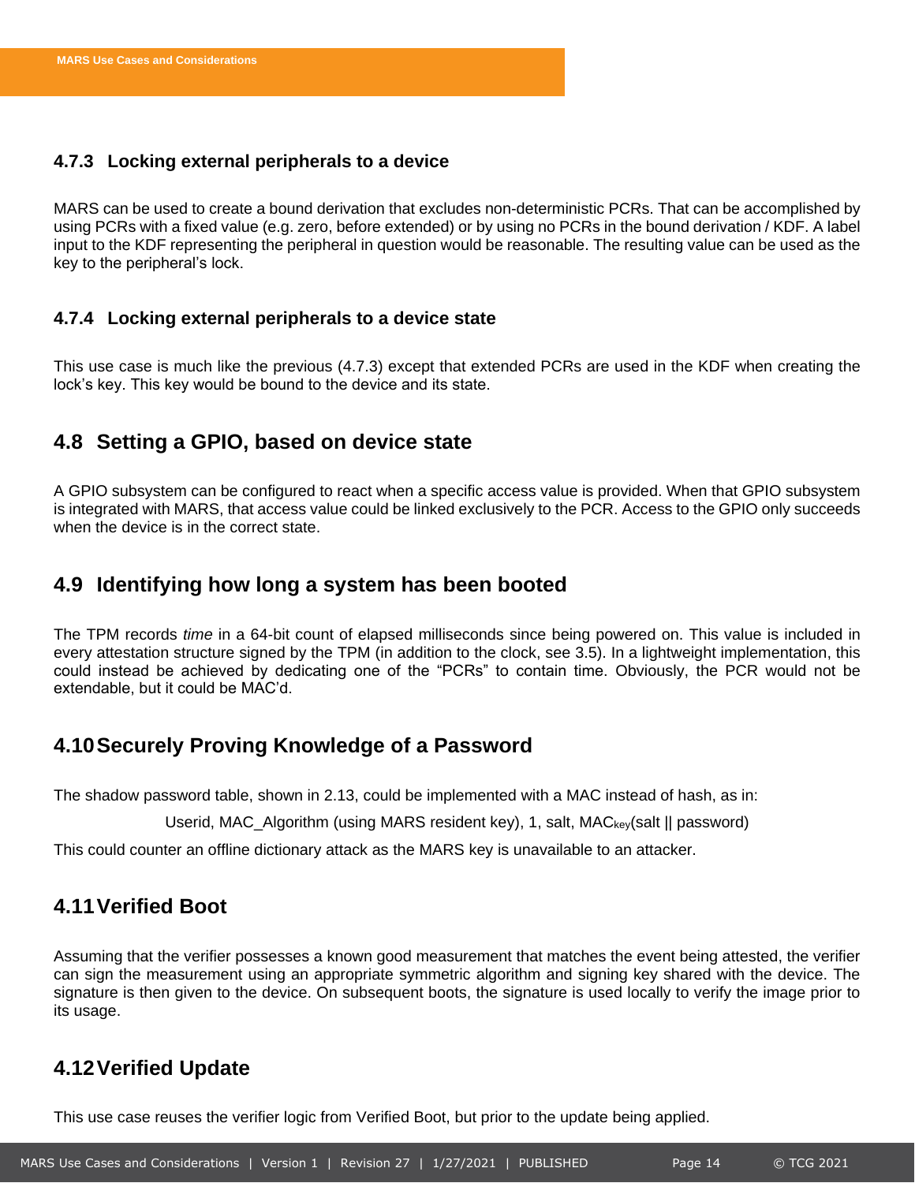### 4.7.3 Locking external peripherals to a device

MARS can be used to create a bound derivation that excludes non-deterministic PCRs. That can be accomplished by using PCRs with a fixed value (e.g. zero, before extended) or by using no PCRs in the bound derivation / KDF. A label input to the KDF representing the peripheral in question would be reasonable. The resulting value can be used as the key to the peripheral's lock.

### 4.7.4 Locking external peripherals to a device state

This use case is much like the previous (4.7.3) except that extended PCRs are used in the KDF when creating the lock's key. This key would be bound to the device and its state.

## 4.8 Setting a GPIO, based on device state

A GPIO subsystem can be configured to react when a specific access value is provided. When that GPIO subsystem is integrated with MARS, that access value could be linked exclusively to the PCR. Access to the GPIO only succeeds when the device is in the correct state.

## 4.9 Identifying how long a system has been booted

The TPM records *time* in a 64-bit count of elapsed milliseconds since being powered on. This value is included in every attestation structure signed by the TPM (in addition to the clock, see 3.5). In a lightweight implementation, this could instead be achieved by dedicating one of the "PCRs" to contain time. Obviously, the PCR would not be extendable, but it could be MAC'd.

## 4.10 Securely Proving Knowledge of a Password

The shadow password table, shown in 2.13, could be implemented with a MAC instead of hash, as in:

Userid, MAC_Algorithm (using MARS resident key), 1, salt, $MAC_{key}$(salt || password)

This could counter an offline dictionary attack as the MARS key is unavailable to an attacker.

## 4.11 Verified Boot

Assuming that the verifier possesses a known good measurement that matches the event being attested, the verifier can sign the measurement using an appropriate symmetric algorithm and signing key shared with the device. The signature is then given to the device. On subsequent boots, the signature is used locally to verify the image prior to its usage.

## 4.12 Verified Update

This use case reuses the verifier logic from Verified Boot, but prior to the update being applied.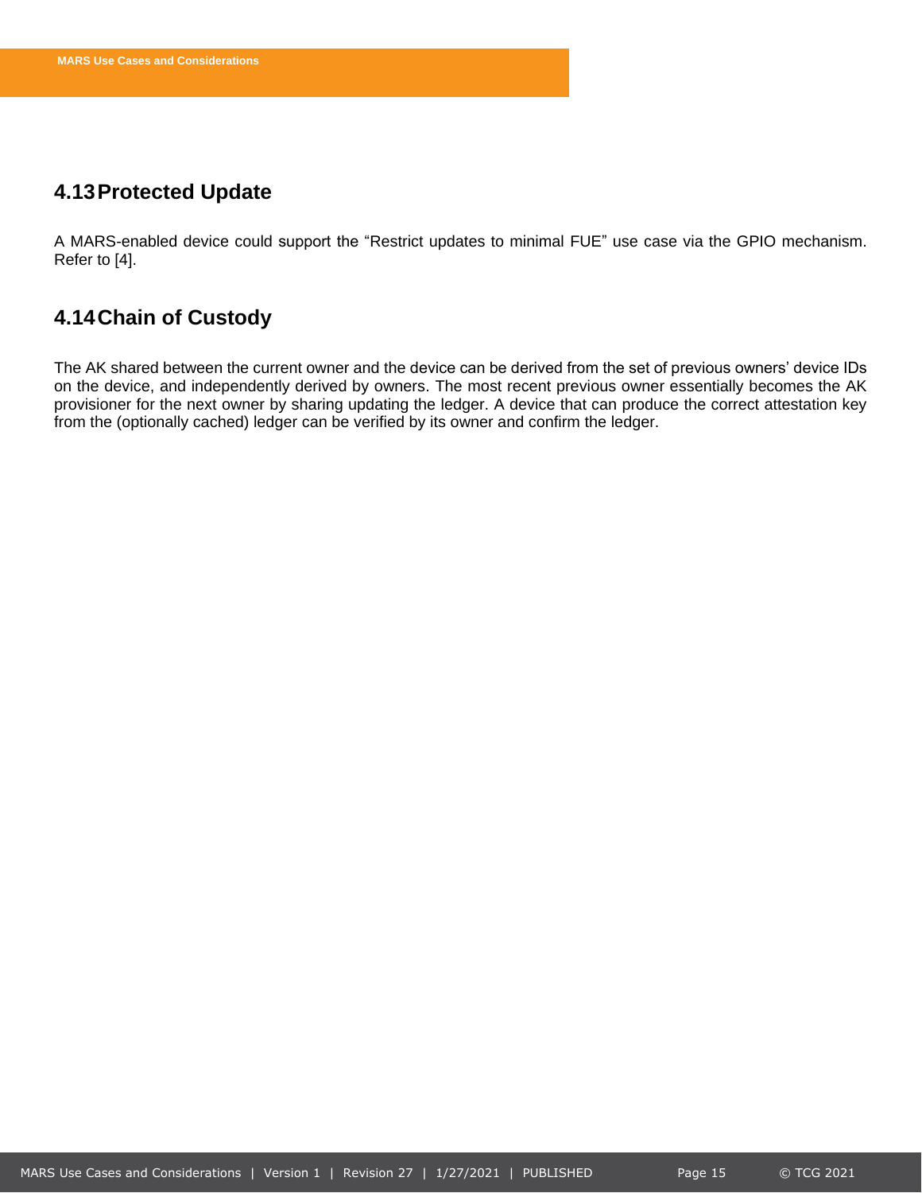## 4.13 Protected Update

A MARS-enabled device could support the “Restrict updates to minimal FUE” use case via the GPIO mechanism. Refer to [4].

## 4.14 Chain of Custody

The AK shared between the current owner and the device can be derived from the set of previous owners’ device IDs on the device, and independently derived by owners. The most recent previous owner essentially becomes the AK provisioner for the next owner by sharing updating the ledger. A device that can produce the correct attestation key from the (optionally cached) ledger can be verified by its owner and confirm the ledger.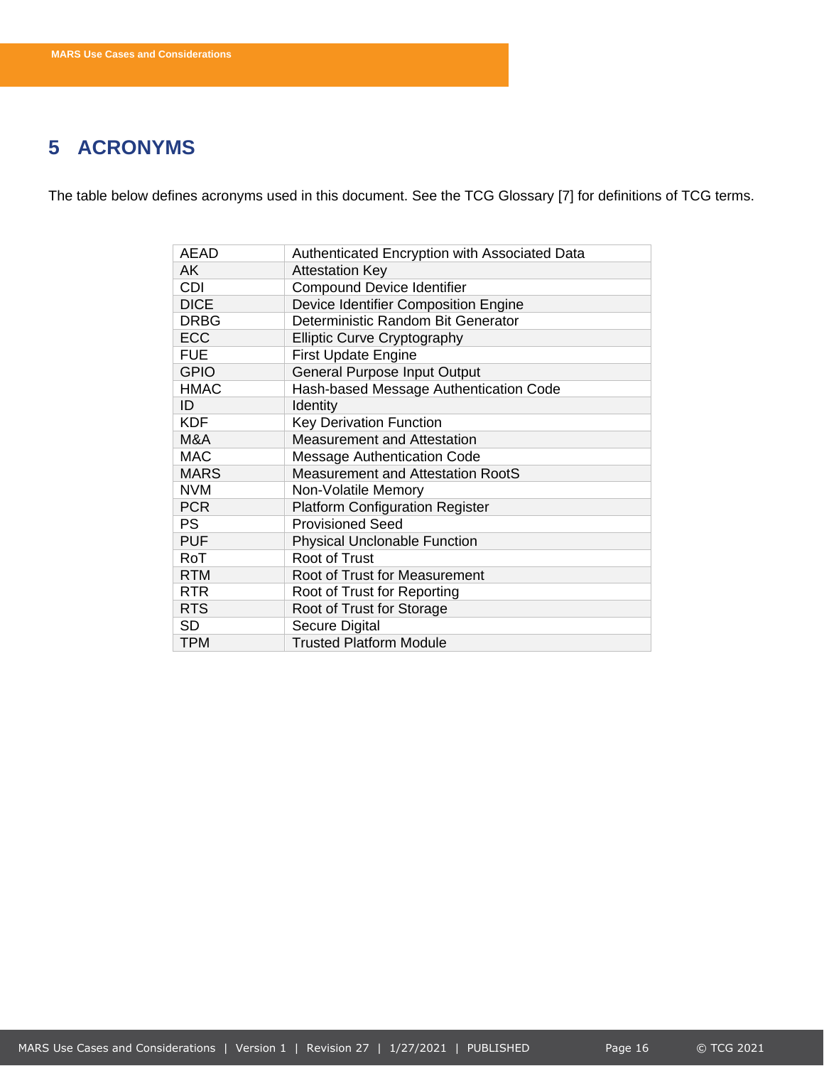# 5 ACRONYMS

The table below defines acronyms used in this document. See the TCG Glossary [7] for definitions of TCG terms.

| | |
|---|---|
| AEAD | Authenticated Encryption with Associated Data |
| AK | Attestation Key |
| CDI | Compound Device Identifier |
| DICE | Device Identifier Composition Engine |
| DRBG | Deterministic Random Bit Generator |
| ECC | Elliptic Curve Cryptography |
| FUE | First Update Engine |
| GPIO | General Purpose Input Output |
| HMAC | Hash-based Message Authentication Code |
| ID | Identity |
| KDF | Key Derivation Function |
| M&A | Measurement and Attestation |
| MAC | Message Authentication Code |
| MARS | Measurement and Attestation RootS |
| NVM | Non-Volatile Memory |
| PCR | Platform Configuration Register |
| PS | Provisioned Seed |
| PUF | Physical Unclonable Function |
| RoT | Root of Trust |
| RTM | Root of Trust for Measurement |
| RTR | Root of Trust for Reporting |
| RTS | Root of Trust for Storage |
| SD | Secure Digital |
| TPM | Trusted Platform Module |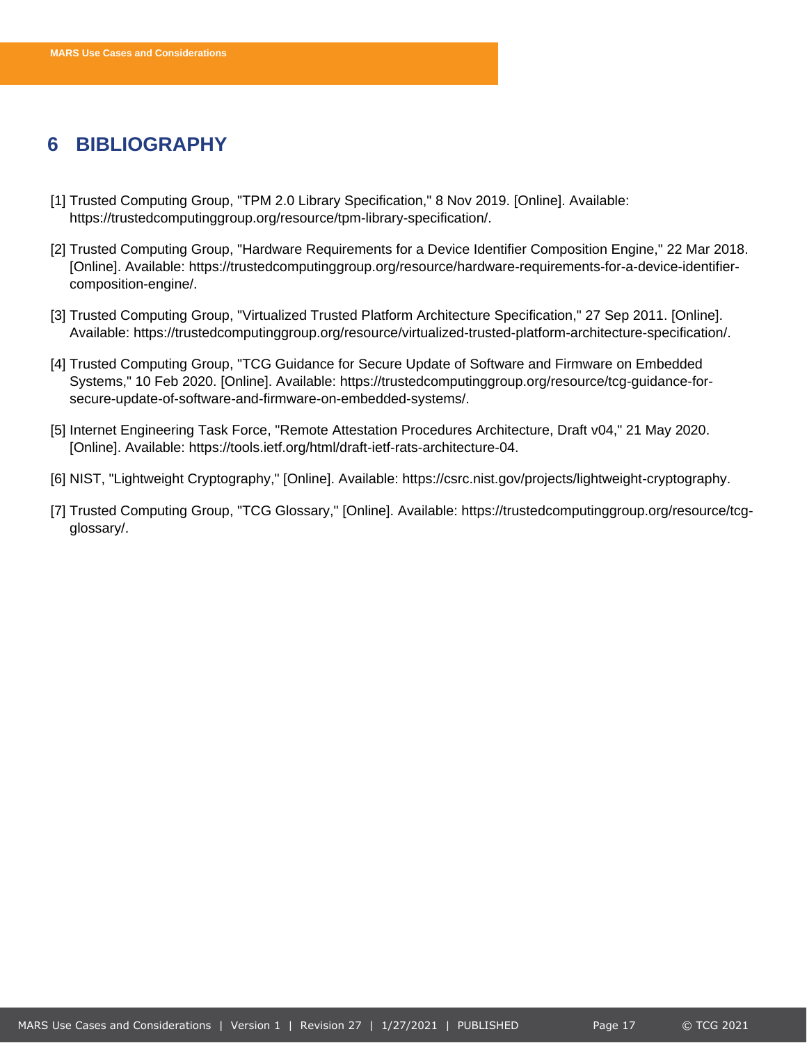# 6 BIBLIOGRAPHY

[1] Trusted Computing Group, "TPM 2.0 Library Specification," 8 Nov 2019. [Online]. Available: https://trustedcomputinggroup.org/resource/tpm-library-specification/.

[2] Trusted Computing Group, "Hardware Requirements for a Device Identifier Composition Engine," 22 Mar 2018. [Online]. Available: https://trustedcomputinggroup.org/resource/hardware-requirements-for-a-device-identifier-composition-engine/.

[3] Trusted Computing Group, "Virtualized Trusted Platform Architecture Specification," 27 Sep 2011. [Online]. Available: https://trustedcomputinggroup.org/resource/virtualized-trusted-platform-architecture-specification/.

[4] Trusted Computing Group, "TCG Guidance for Secure Update of Software and Firmware on Embedded Systems," 10 Feb 2020. [Online]. Available: https://trustedcomputinggroup.org/resource/tcg-guidance-for-secure-update-of-software-and-firmware-on-embedded-systems/.

[5] Internet Engineering Task Force, "Remote Attestation Procedures Architecture, Draft v04," 21 May 2020. [Online]. Available: https://tools.ietf.org/html/draft-ietf-rats-architecture-04.

[6] NIST, "Lightweight Cryptography," [Online]. Available: https://csrc.nist.gov/projects/lightweight-cryptography.

[7] Trusted Computing Group, "TCG Glossary," [Online]. Available: https://trustedcomputinggroup.org/resource/tcg-glossary/.